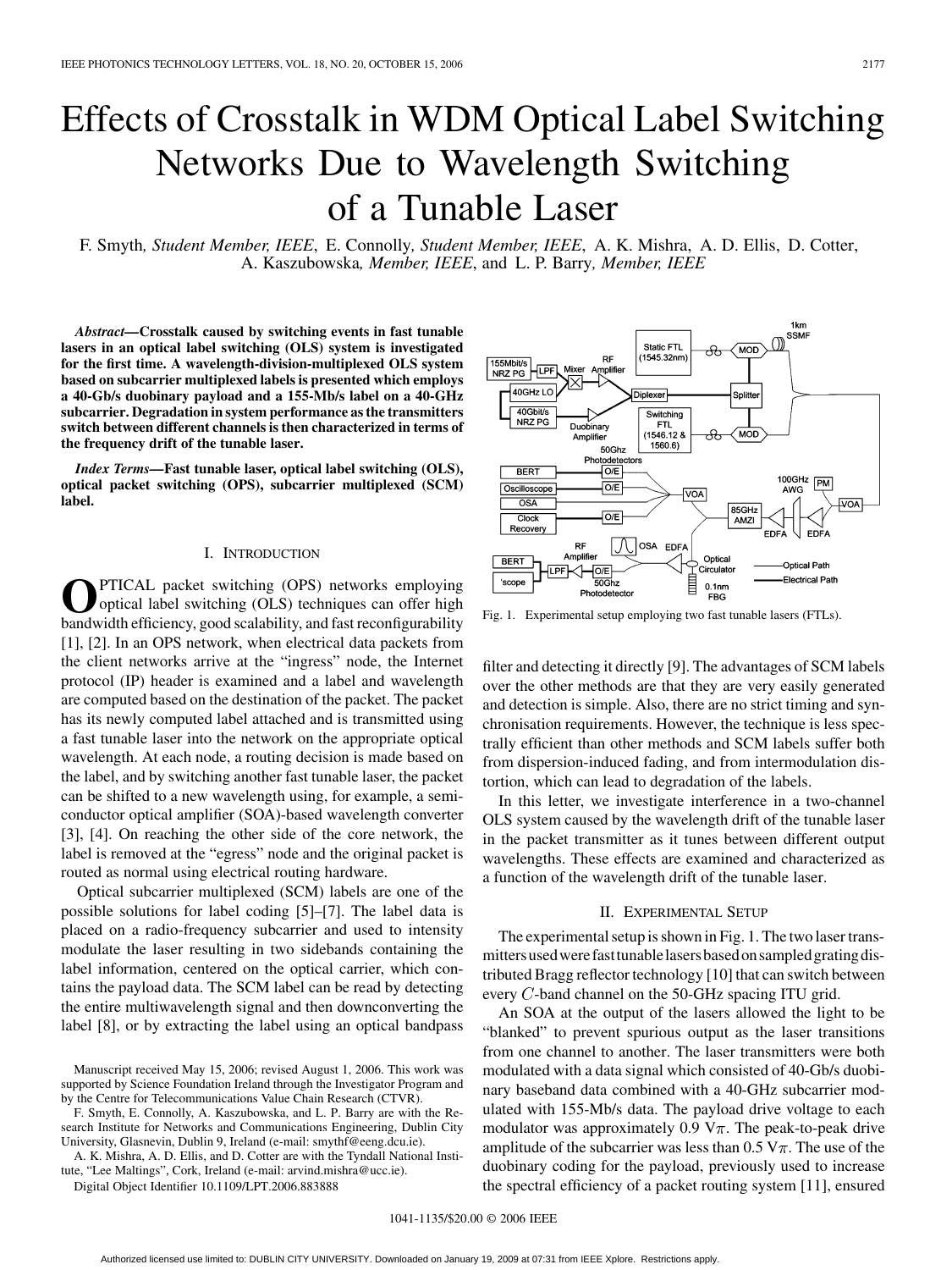# Effects of Crosstalk in WDM Optical Label Switching Networks Due to Wavelength Switching of a Tunable Laser

F. Smyth, *Student Member, IEEE*, E. Connolly, *Student Member, IEEE*, A. K. Mishra, A. D. Ellis, D. Cotter, A. Kaszubowska, *Member, IEEE*, and L. P. Barry, *Member, IEEE*

***Abstract*—Crosstalk caused by switching events in fast tunable lasers in an optical label switching (OLS) system is investigated for the first time. A wavelength-division-multiplexed OLS system based on subcarrier multiplexed labels is presented which employs a 40-Gb/s duobinary payload and a 155-Mb/s label on a 40-GHz subcarrier. Degradation in system performance as the transmitters switch between different channels is then characterized in terms of the frequency drift of the tunable laser.**

***Index Terms*—Fast tunable laser, optical label switching (OLS), optical packet switching (OPS), subcarrier multiplexed (SCM) label.**

## I. Introduction

Optical packet switching (OPS) networks employing optical label switching (OLS) techniques can offer high bandwidth efficiency, good scalability, and fast reconfigurability [1], [2]. In an OPS network, when electrical data packets from the client networks arrive at the "ingress" node, the Internet protocol (IP) header is examined and a label and wavelength are computed based on the destination of the packet. The packet has its newly computed label attached and is transmitted using a fast tunable laser into the network on the appropriate optical wavelength. At each node, a routing decision is made based on the label, and by switching another fast tunable laser, the packet can be shifted to a new wavelength using, for example, a semiconductor optical amplifier (SOA)-based wavelength converter [3], [4]. On reaching the other side of the core network, the label is removed at the "egress" node and the original packet is routed as normal using electrical routing hardware.

Optical subcarrier multiplexed (SCM) labels are one of the possible solutions for label coding [5]–[7]. The label data is placed on a radio-frequency subcarrier and used to intensity modulate the laser resulting in two sidebands containing the label information, centered on the optical carrier, which contains the payload data. The SCM label can be read by detecting the entire multiwavelength signal and then downconverting the label [8], or by extracting the label using an optical bandpass filter and detecting it directly [9]. The advantages of SCM labels over the other methods are that they are very easily generated and detection is simple. Also, there are no strict timing and synchronisation requirements. However, the technique is less spectrally efficient than other methods and SCM labels suffer both from dispersion-induced fading, and from intermodulation distortion, which can lead to degradation of the labels.

In this letter, we investigate interference in a two-channel OLS system caused by the wavelength drift of the tunable laser in the packet transmitter as it tunes between different output wavelengths. These effects are examined and characterized as a function of the wavelength drift of the tunable laser.

Fig. 1. Experimental setup employing two fast tunable lasers (FTLs).

## II. Experimental Setup

The experimental setup is shown in Fig. 1. The two laser transmitters used were fast tunable lasers based on sampled grating distributed Bragg reflector technology [10] that can switch between every $C$-band channel on the 50-GHz spacing ITU grid.

An SOA at the output of the lasers allowed the light to be "blanked" to prevent spurious output as the laser transitions from one channel to another. The laser transmitters were both modulated with a data signal which consisted of 40-Gb/s duobinary baseband data combined with a 40-GHz subcarrier modulated with 155-Mb/s data. The payload drive voltage to each modulator was approximately 0.9 $V\pi$. The peak-to-peak drive amplitude of the subcarrier was less than 0.5 $V\pi$. The use of the duobinary coding for the payload, previously used to increase the spectral efficiency of a packet routing system [11], ensured

Manuscript received May 15, 2006; revised August 1, 2006. This work was supported by Science Foundation Ireland through the Investigator Program and by the Centre for Telecommunications Value Chain Research (CTVR).

F. Smyth, E. Connolly, A. Kaszubowska, and L. P. Barry are with the Research Institute for Networks and Communications Engineering, Dublin City University, Glasnevin, Dublin 9, Ireland (e-mail: smythf@eeng.dcu.ie).

A. K. Mishra, A. D. Ellis, and D. Cotter are with the Tyndall National Institute, "Lee Maltings", Cork, Ireland (e-mail: arvind.mishra@ucc.ie).

Digital Object Identifier 10.1109/LPT.2006.883888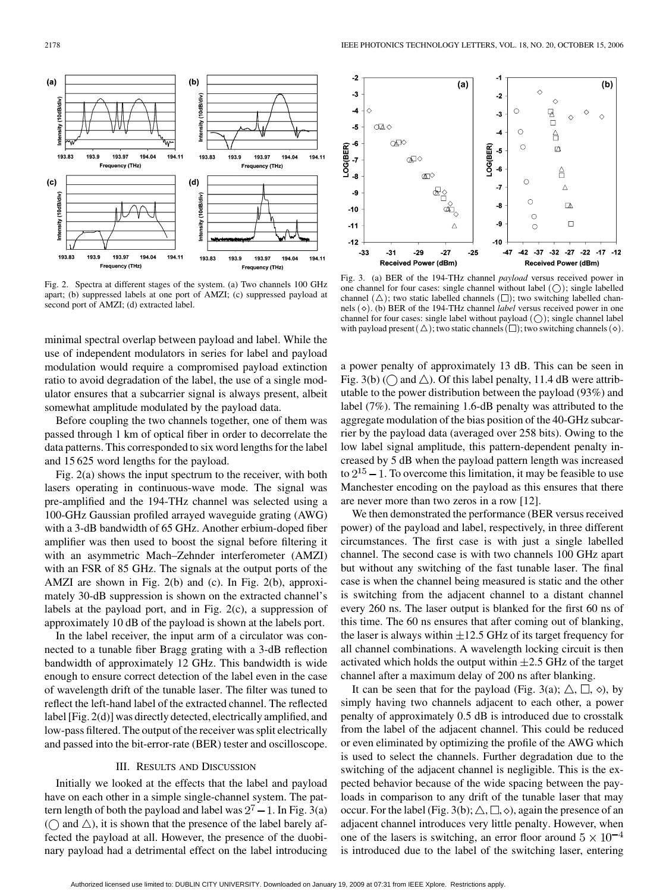Fig. 2. Spectra at different stages of the system. (a) Two channels 100 GHz apart; (b) suppressed labels at one port of AMZI; (c) suppressed payload at second port of AMZI; (d) extracted label.

Fig. 3. (a) BER of the 194-THz channel *payload* versus received power in one channel for four cases: single channel without label (○); single labelled channel (△); two static labelled channels (□); two switching labelled channels (◇). (b) BER of the 194-THz channel *label* versus received power in one channel for four cases: single label without payload (○); single channel label with payload present (△); two static channels (□); two switching channels (◇).

minimal spectral overlap between payload and label. While the use of independent modulators in series for label and payload modulation would require a compromised payload extinction ratio to avoid degradation of the label, the use of a single modulator ensures that a subcarrier signal is always present, albeit somewhat amplitude modulated by the payload data.

Before coupling the two channels together, one of them was passed through 1 km of optical fiber in order to decorrelate the data patterns. This corresponded to six word lengths for the label and 15 625 word lengths for the payload.

Fig. 2(a) shows the input spectrum to the receiver, with both lasers operating in continuous-wave mode. The signal was pre-amplified and the 194-THz channel was selected using a 100-GHz Gaussian profiled arrayed waveguide grating (AWG) with a 3-dB bandwidth of 65 GHz. Another erbium-doped fiber amplifier was then used to boost the signal before filtering it with an asymmetric Mach–Zehnder interferometer (AMZI) with an FSR of 85 GHz. The signals at the output ports of the AMZI are shown in Fig. 2(b) and (c). In Fig. 2(b), approximately 30-dB suppression is shown on the extracted channel's labels at the payload port, and in Fig. 2(c), a suppression of approximately 10 dB of the payload is shown at the labels port.

In the label receiver, the input arm of a circulator was connected to a tunable fiber Bragg grating with a 3-dB reflection bandwidth of approximately 12 GHz. This bandwidth is wide enough to ensure correct detection of the label even in the case of wavelength drift of the tunable laser. The filter was tuned to reflect the left-hand label of the extracted channel. The reflected label [Fig. 2(d)] was directly detected, electrically amplified, and low-pass filtered. The output of the receiver was split electrically and passed into the bit-error-rate (BER) tester and oscilloscope.

## III. Results and Discussion

Initially we looked at the effects that the label and payload have on each other in a simple single-channel system. The pattern length of both the payload and label was $2^7-1$. In Fig. 3(a) (○ and △), it is shown that the presence of the label barely affected the payload at all. However, the presence of the duobinary payload had a detrimental effect on the label introducing a power penalty of approximately 13 dB. This can be seen in Fig. 3(b) (○ and △). Of this label penalty, 11.4 dB were attributable to the power distribution between the payload (93%) and label (7%). The remaining 1.6-dB penalty was attributed to the aggregate modulation of the bias position of the 40-GHz subcarrier by the payload data (averaged over 258 bits). Owing to the low label signal amplitude, this pattern-dependent penalty increased by 5 dB when the payload pattern length was increased to $2^{15}-1$. To overcome this limitation, it may be feasible to use Manchester encoding on the payload as this ensures that there are never more than two zeros in a row [12].

We then demonstrated the performance (BER versus received power) of the payload and label, respectively, in three different circumstances. The first case is with just a single labelled channel. The second case is with two channels 100 GHz apart but without any switching of the fast tunable laser. The final case is when the channel being measured is static and the other is switching from the adjacent channel to a distant channel every 260 ns. The laser output is blanked for the first 60 ns of this time. The 60 ns ensures that after coming out of blanking, the laser is always within $\pm 12.5$ GHz of its target frequency for all channel combinations. A wavelength locking circuit is then activated which holds the output within $\pm 2.5$ GHz of the target channel after a maximum delay of 200 ns after blanking.

It can be seen that for the payload (Fig. 3(a); △, □, ◇), by simply having two channels adjacent to each other, a power penalty of approximately 0.5 dB is introduced due to crosstalk from the label of the adjacent channel. This could be reduced or even eliminated by optimizing the profile of the AWG which is used to select the channels. Further degradation due to the switching of the adjacent channel is negligible. This is the expected behavior because of the wide spacing between the payloads in comparison to any drift of the tunable laser that may occur. For the label (Fig. 3(b); △, □, ◇), again the presence of an adjacent channel introduces very little penalty. However, when one of the lasers is switching, an error floor around $5 \times 10^{-4}$ is introduced due to the label of the switching laser, entering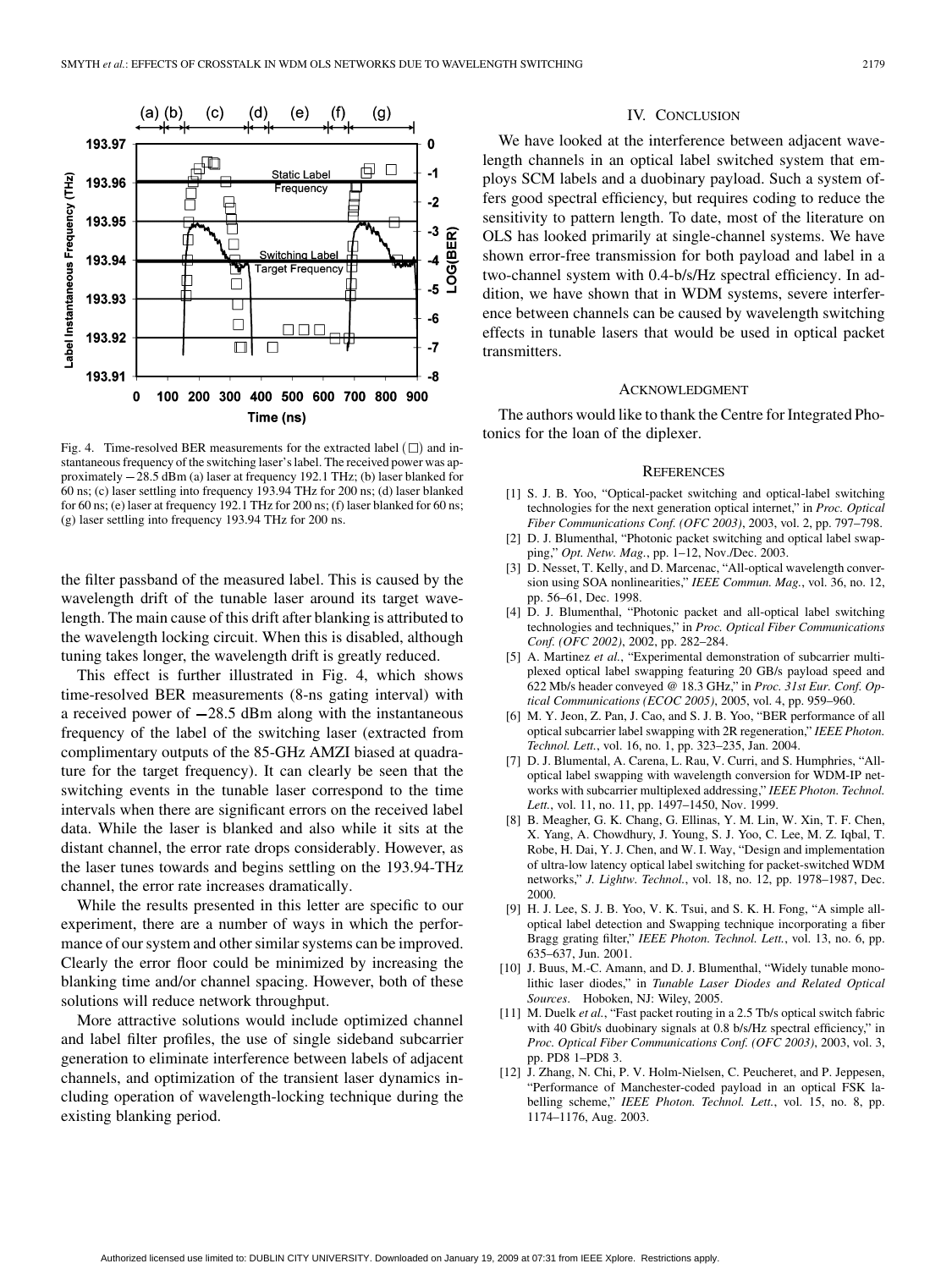(a) (b) (c) (d) (e) (f) (g)

193.97
193.96
193.95
193.94
193.93
193.92
193.91

0
-1
-2
-3
-4
-5
-6
-7
-8

Static Label Frequency

Switching Label Target Frequency

Label Instantaneous Frequency (THz)

LOG(BER)

0 100 200 300 400 500 600 700 800 900

Time (ns)

Fig. 4. Time-resolved BER measurements for the extracted label (□) and instantaneous frequency of the switching laser's label. The received power was approximately −28.5 dBm (a) laser at frequency 192.1 THz; (b) laser blanked for 60 ns; (c) laser settling into frequency 193.94 THz for 200 ns; (d) laser blanked for 60 ns; (e) laser at frequency 192.1 THz for 200 ns; (f) laser blanked for 60 ns; (g) laser settling into frequency 193.94 THz for 200 ns.

the filter passband of the measured label. This is caused by the wavelength drift of the tunable laser around its target wavelength. The main cause of this drift after blanking is attributed to the wavelength locking circuit. When this is disabled, although tuning takes longer, the wavelength drift is greatly reduced.

This effect is further illustrated in Fig. 4, which shows time-resolved BER measurements (8-ns gating interval) with a received power of −28.5 dBm along with the instantaneous frequency of the label of the switching laser (extracted from complimentary outputs of the 85-GHz AMZI biased at quadrature for the target frequency). It can clearly be seen that the switching events in the tunable laser correspond to the time intervals when there are significant errors on the received label data. While the laser is blanked and also while it sits at the distant channel, the error rate drops considerably. However, as the laser tunes towards and begins settling on the 193.94-THz channel, the error rate increases dramatically.

While the results presented in this letter are specific to our experiment, there are a number of ways in which the performance of our system and other similar systems can be improved. Clearly the error floor could be minimized by increasing the blanking time and/or channel spacing. However, both of these solutions will reduce network throughput.

More attractive solutions would include optimized channel and label filter profiles, the use of single sideband subcarrier generation to eliminate interference between labels of adjacent channels, and optimization of the transient laser dynamics including operation of wavelength-locking technique during the existing blanking period.

## IV. Conclusion

We have looked at the interference between adjacent wavelength channels in an optical label switched system that employs SCM labels and a duobinary payload. Such a system offers good spectral efficiency, but requires coding to reduce the sensitivity to pattern length. To date, most of the literature on OLS has looked primarily at single-channel systems. We have shown error-free transmission for both payload and label in a two-channel system with 0.4-b/s/Hz spectral efficiency. In addition, we have shown that in WDM systems, severe interference between channels can be caused by wavelength switching effects in tunable lasers that would be used in optical packet transmitters.

## Acknowledgment

The authors would like to thank the Centre for Integrated Photonics for the loan of the diplexer.

## References

[1] S. J. B. Yoo, "Optical-packet switching and optical-label switching technologies for the next generation optical internet," in *Proc. Optical Fiber Communications Conf. (OFC 2003)*, 2003, vol. 2, pp. 797–798.

[2] D. J. Blumenthal, "Photonic packet switching and optical label swapping," *Opt. Netw. Mag.*, pp. 1–12, Nov./Dec. 2003.

[3] D. Nesset, T. Kelly, and D. Marcenac, "All-optical wavelength conversion using SOA nonlinearities," *IEEE Commun. Mag.*, vol. 36, no. 12, pp. 56–61, Dec. 1998.

[4] D. J. Blumenthal, "Photonic packet and all-optical label switching technologies and techniques," in *Proc. Optical Fiber Communications Conf. (OFC 2002)*, 2002, pp. 282–284.

[5] A. Martinez *et al.*, "Experimental demonstration of subcarrier multiplexed optical label swapping featuring 20 GB/s payload speed and 622 Mb/s header conveyed @ 18.3 GHz," in *Proc. 31st Eur. Conf. Optical Communications (ECOC 2005)*, 2005, vol. 4, pp. 959–960.

[6] M. Y. Jeon, Z. Pan, J. Cao, and S. J. B. Yoo, "BER performance of all optical subcarrier label swapping with 2R regeneration," *IEEE Photon. Technol. Lett.*, vol. 16, no. 1, pp. 323–235, Jan. 2004.

[7] D. J. Blumental, A. Carena, L. Rau, V. Curri, and S. Humphries, "All-optical label swapping with wavelength conversion for WDM-IP networks with subcarrier multiplexed addressing," *IEEE Photon. Technol. Lett.*, vol. 11, no. 11, pp. 1497–1450, Nov. 1999.

[8] B. Meagher, G. K. Chang, G. Ellinas, Y. M. Lin, W. Xin, T. F. Chen, X. Yang, A. Chowdhury, J. Young, S. J. Yoo, C. Lee, M. Z. Iqbal, T. Robe, H. Dai, Y. J. Chen, and W. I. Way, "Design and implementation of ultra-low latency optical label switching for packet-switched WDM networks," *J. Lightw. Technol.*, vol. 18, no. 12, pp. 1978–1987, Dec. 2000.

[9] H. J. Lee, S. J. B. Yoo, V. K. Tsui, and S. K. H. Fong, "A simple all-optical label detection and Swapping technique incorporating a fiber Bragg grating filter," *IEEE Photon. Technol. Lett.*, vol. 13, no. 6, pp. 635–637, Jun. 2001.

[10] J. Buus, M.-C. Amann, and D. J. Blumenthal, "Widely tunable monolithic laser diodes," in *Tunable Laser Diodes and Related Optical Sources*. Hoboken, NJ: Wiley, 2005.

[11] M. Duelk *et al.*, "Fast packet routing in a 2.5 Tb/s optical switch fabric with 40 Gbit/s duobinary signals at 0.8 b/s/Hz spectral efficiency," in *Proc. Optical Fiber Communications Conf. (OFC 2003)*, 2003, vol. 3, pp. PD8 1–PD8 3.

[12] J. Zhang, N. Chi, P. V. Holm-Nielsen, C. Peucheret, and P. Jeppesen, "Performance of Manchester-coded payload in an optical FSK labelling scheme," *IEEE Photon. Technol. Lett.*, vol. 15, no. 8, pp. 1174–1176, Aug. 2003.